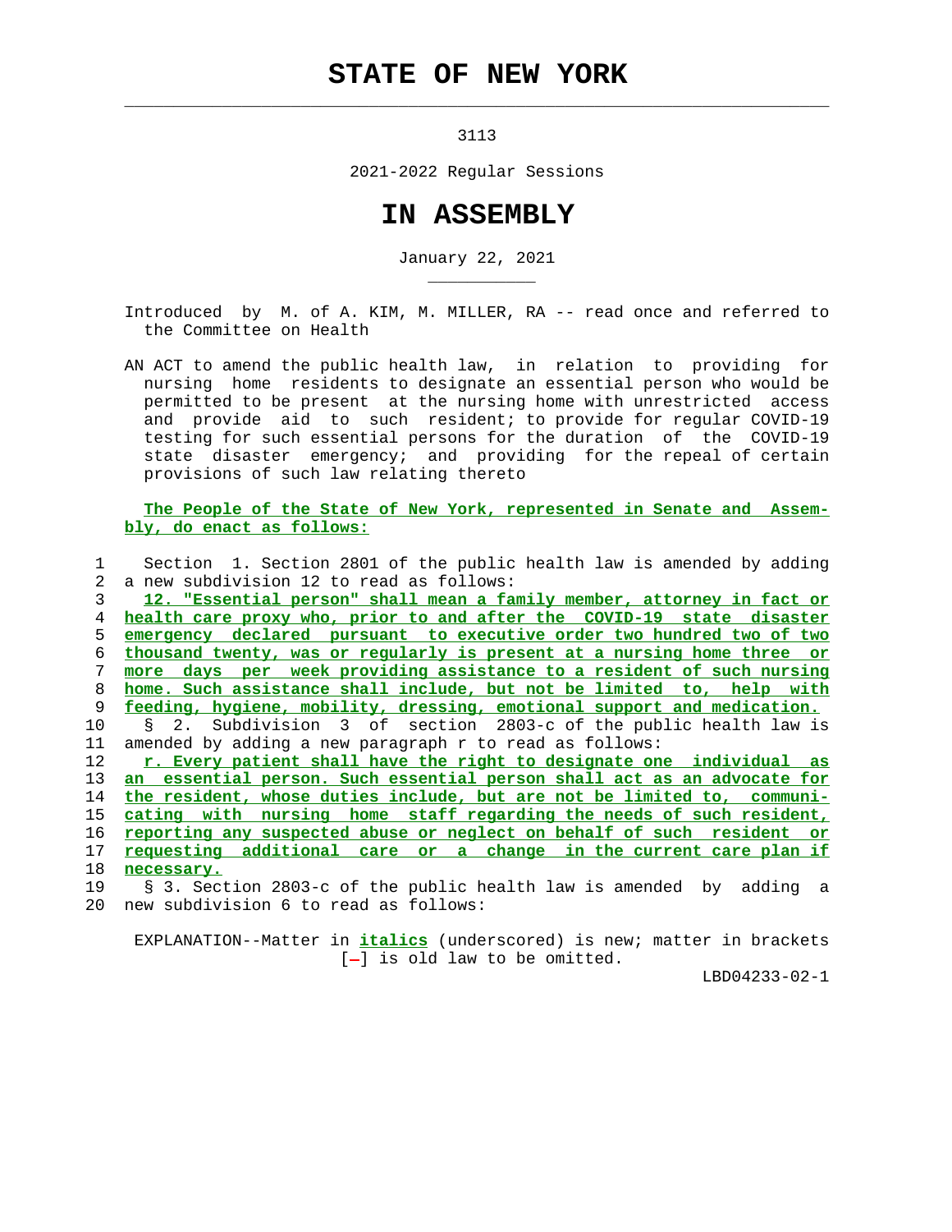# STATE OF NEW YORK

3113

2021-2022 Regular Sessions

# IN ASSEMBLY

January 22, 2021

Introduced by M. of A. KIM, M. MILLER, RA -- read once and referred to the Committee on Health

AN ACT to amend the public health law, in relation to providing for nursing home residents to designate an essential person who would be permitted to be present at the nursing home with unrestricted access and provide aid to such resident; to provide for regular COVID-19 testing for such essential persons for the duration of the COVID-19 state disaster emergency; and providing for the repeal of certain provisions of such law relating thereto

**The People of the State of New York, represented in Senate and Assembly, do enact as follows:**

Section 1. Section 2801 of the public health law is amended by adding a new subdivision 12 to read as follows:

*12. "Essential person" shall mean a family member, attorney in fact or health care proxy who, prior to and after the COVID-19 state disaster emergency declared pursuant to executive order two hundred two of two thousand twenty, was or regularly is present at a nursing home three or more days per week providing assistance to a resident of such nursing home. Such assistance shall include, but not be limited to, help with feeding, hygiene, mobility, dressing, emotional support and medication.*

§ 2. Subdivision 3 of section 2803-c of the public health law is amended by adding a new paragraph r to read as follows:

*r. Every patient shall have the right to designate one individual as an essential person. Such essential person shall act as an advocate for the resident, whose duties include, but are not be limited to, communicating with nursing home staff regarding the needs of such resident, reporting any suspected abuse or neglect on behalf of such resident or requesting additional care or a change in the current care plan if necessary.*

§ 3. Section 2803-c of the public health law is amended by adding a new subdivision 6 to read as follows:

EXPLANATION--Matter in ***italics*** (underscored) is new; matter in brackets [-] is old law to be omitted.

LBD04233-02-1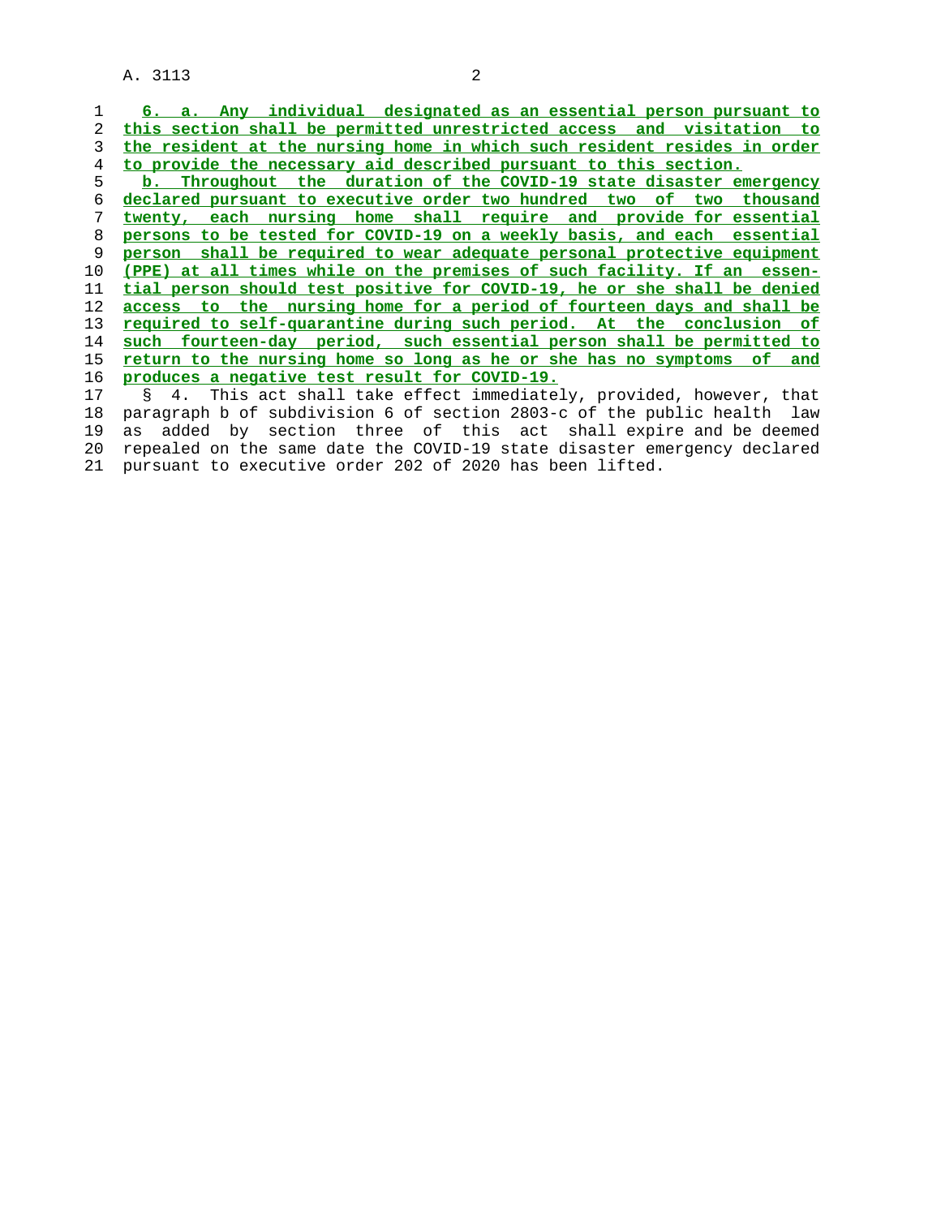6. a. Any individual designated as an essential person pursuant to this section shall be permitted unrestricted access and visitation to the resident at the nursing home in which such resident resides in order to provide the necessary aid described pursuant to this section.

b. Throughout the duration of the COVID-19 state disaster emergency declared pursuant to executive order two hundred two of two thousand twenty, each nursing home shall require and provide for essential persons to be tested for COVID-19 on a weekly basis, and each essential person shall be required to wear adequate personal protective equipment (PPE) at all times while on the premises of such facility. If an essential person should test positive for COVID-19, he or she shall be denied access to the nursing home for a period of fourteen days and shall be required to self-quarantine during such period. At the conclusion of such fourteen-day period, such essential person shall be permitted to return to the nursing home so long as he or she has no symptoms of and produces a negative test result for COVID-19.

§ 4. This act shall take effect immediately, provided, however, that paragraph b of subdivision 6 of section 2803-c of the public health law as added by section three of this act shall expire and be deemed repealed on the same date the COVID-19 state disaster emergency declared pursuant to executive order 202 of 2020 has been lifted.